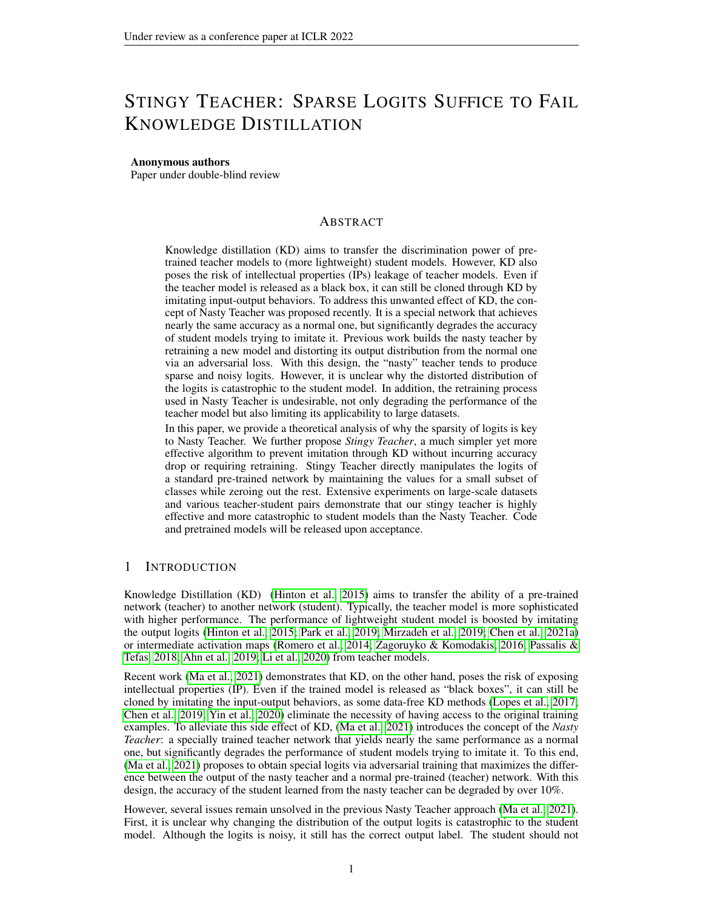# Stingy Teacher: Sparse Logits Suffice to Fail Knowledge Distillation

**Anonymous authors**
Paper under double-blind review

## Abstract

Knowledge distillation (KD) aims to transfer the discrimination power of pre-trained teacher models to (more lightweight) student models. However, KD also poses the risk of intellectual properties (IPs) leakage of teacher models. Even if the teacher model is released as a black box, it can still be cloned through KD by imitating input-output behaviors. To address this unwanted effect of KD, the concept of Nasty Teacher was proposed recently. It is a special network that achieves nearly the same accuracy as a normal one, but significantly degrades the accuracy of student models trying to imitate it. Previous work builds the nasty teacher by retraining a new model and distorting its output distribution from the normal one via an adversarial loss. With this design, the "nasty" teacher tends to produce sparse and noisy logits. However, it is unclear why the distorted distribution of the logits is catastrophic to the student model. In addition, the retraining process used in Nasty Teacher is undesirable, not only degrading the performance of the teacher model but also limiting its applicability to large datasets.

In this paper, we provide a theoretical analysis of why the sparsity of logits is key to Nasty Teacher. We further propose *Stingy Teacher*, a much simpler yet more effective algorithm to prevent imitation through KD without incurring accuracy drop or requiring retraining. Stingy Teacher directly manipulates the logits of a standard pre-trained network by maintaining the values for a small subset of classes while zeroing out the rest. Extensive experiments on large-scale datasets and various teacher-student pairs demonstrate that our stingy teacher is highly effective and more catastrophic to student models than the Nasty Teacher. Code and pretrained models will be released upon acceptance.

## 1 Introduction

Knowledge Distillation (KD) (Hinton et al., 2015) aims to transfer the ability of a pre-trained network (teacher) to another network (student). Typically, the teacher model is more sophisticated with higher performance. The performance of lightweight student model is boosted by imitating the output logits (Hinton et al., 2015; Park et al., 2019; Mirzadeh et al., 2019; Chen et al., 2021a) or intermediate activation maps (Romero et al., 2014; Zagoruyko & Komodakis, 2016; Passalis & Tefas, 2018; Ahn et al., 2019; Li et al., 2020) from teacher models.

Recent work (Ma et al., 2021) demonstrates that KD, on the other hand, poses the risk of exposing intellectual properties (IP). Even if the trained model is released as "black boxes", it can still be cloned by imitating the input-output behaviors, as some data-free KD methods (Lopes et al., 2017; Chen et al., 2019; Yin et al., 2020) eliminate the necessity of having access to the original training examples. To alleviate this side effect of KD, (Ma et al., 2021) introduces the concept of the *Nasty Teacher*: a specially trained teacher network that yields nearly the same performance as a normal one, but significantly degrades the performance of student models trying to imitate it. To this end, (Ma et al., 2021) proposes to obtain special logits via adversarial training that maximizes the difference between the output of the nasty teacher and a normal pre-trained (teacher) network. With this design, the accuracy of the student learned from the nasty teacher can be degraded by over 10%.

However, several issues remain unsolved in the previous Nasty Teacher approach (Ma et al., 2021). First, it is unclear why changing the distribution of the output logits is catastrophic to the student model. Although the logits is noisy, it still has the correct output label. The student should not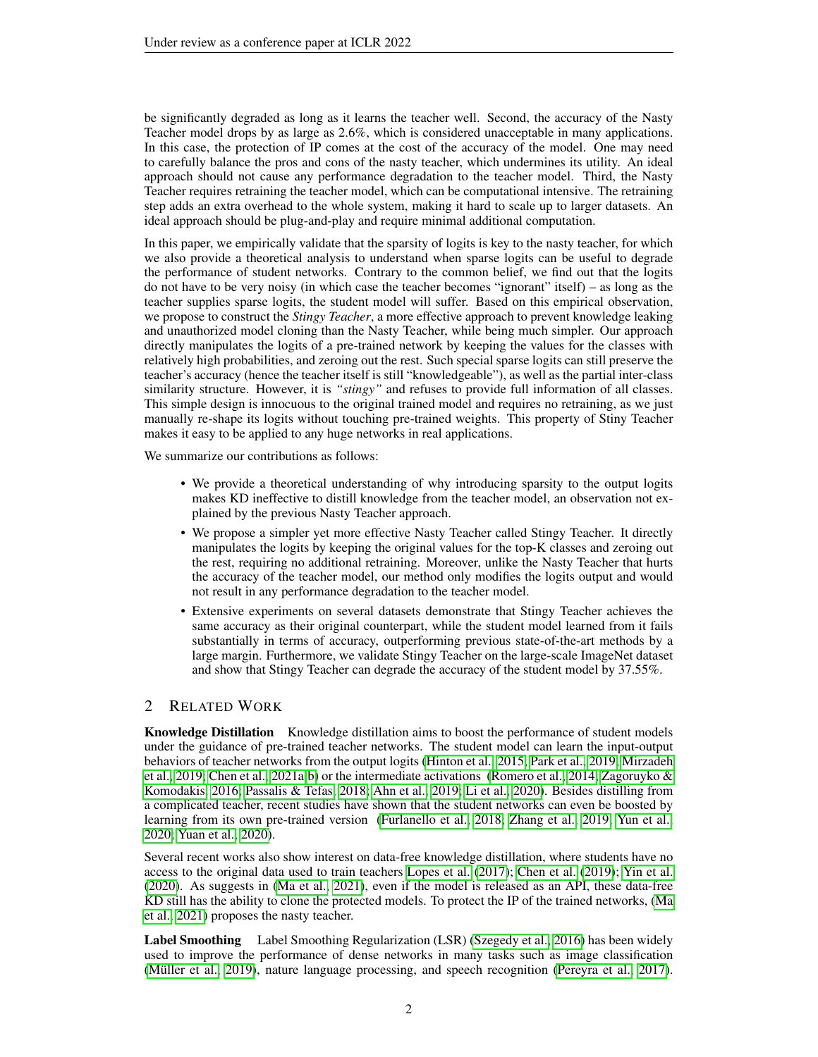be significantly degraded as long as it learns the teacher well. Second, the accuracy of the Nasty Teacher model drops by as large as 2.6%, which is considered unacceptable in many applications. In this case, the protection of IP comes at the cost of the accuracy of the model. One may need to carefully balance the pros and cons of the nasty teacher, which undermines its utility. An ideal approach should not cause any performance degradation to the teacher model. Third, the Nasty Teacher requires retraining the teacher model, which can be computational intensive. The retraining step adds an extra overhead to the whole system, making it hard to scale up to larger datasets. An ideal approach should be plug-and-play and require minimal additional computation.

In this paper, we empirically validate that the sparsity of logits is key to the nasty teacher, for which we also provide a theoretical analysis to understand when sparse logits can be useful to degrade the performance of student networks. Contrary to the common belief, we find out that the logits do not have to be very noisy (in which case the teacher becomes "ignorant" itself) – as long as the teacher supplies sparse logits, the student model will suffer. Based on this empirical observation, we propose to construct the *Stingy Teacher*, a more effective approach to prevent knowledge leaking and unauthorized model cloning than the Nasty Teacher, while being much simpler. Our approach directly manipulates the logits of a pre-trained network by keeping the values for the classes with relatively high probabilities, and zeroing out the rest. Such special sparse logits can still preserve the teacher's accuracy (hence the teacher itself is still "knowledgeable"), as well as the partial inter-class similarity structure. However, it is *"stingy"* and refuses to provide full information of all classes. This simple design is innocuous to the original trained model and requires no retraining, as we just manually re-shape its logits without touching pre-trained weights. This property of Stiny Teacher makes it easy to be applied to any huge networks in real applications.

We summarize our contributions as follows:

- We provide a theoretical understanding of why introducing sparsity to the output logits makes KD ineffective to distill knowledge from the teacher model, an observation not explained by the previous Nasty Teacher approach.
- We propose a simpler yet more effective Nasty Teacher called Stingy Teacher. It directly manipulates the logits by keeping the original values for the top-K classes and zeroing out the rest, requiring no additional retraining. Moreover, unlike the Nasty Teacher that hurts the accuracy of the teacher model, our method only modifies the logits output and would not result in any performance degradation to the teacher model.
- Extensive experiments on several datasets demonstrate that Stingy Teacher achieves the same accuracy as their original counterpart, while the student model learned from it fails substantially in terms of accuracy, outperforming previous state-of-the-art methods by a large margin. Furthermore, we validate Stingy Teacher on the large-scale ImageNet dataset and show that Stingy Teacher can degrade the accuracy of the student model by 37.55%.

## 2 Related Work

**Knowledge Distillation** Knowledge distillation aims to boost the performance of student models under the guidance of pre-trained teacher networks. The student model can learn the input-output behaviors of teacher networks from the output logits (Hinton et al., 2015; Park et al., 2019; Mirzadeh et al., 2019; Chen et al., 2021a;b) or the intermediate activations (Romero et al., 2014; Zagoruyko & Komodakis, 2016; Passalis & Tefas, 2018; Ahn et al., 2019; Li et al., 2020). Besides distilling from a complicated teacher, recent studies have shown that the student networks can even be boosted by learning from its own pre-trained version (Furlanello et al., 2018; Zhang et al., 2019; Yun et al., 2020; Yuan et al., 2020).

Several recent works also show interest on data-free knowledge distillation, where students have no access to the original data used to train teachers Lopes et al. (2017); Chen et al. (2019); Yin et al. (2020). As suggests in (Ma et al., 2021), even if the model is released as an API, these data-free KD still has the ability to clone the protected models. To protect the IP of the trained networks, (Ma et al., 2021) proposes the nasty teacher.

**Label Smoothing** Label Smoothing Regularization (LSR) (Szegedy et al., 2016) has been widely used to improve the performance of dense networks in many tasks such as image classification (Müller et al., 2019), nature language processing, and speech recognition (Pereyra et al., 2017).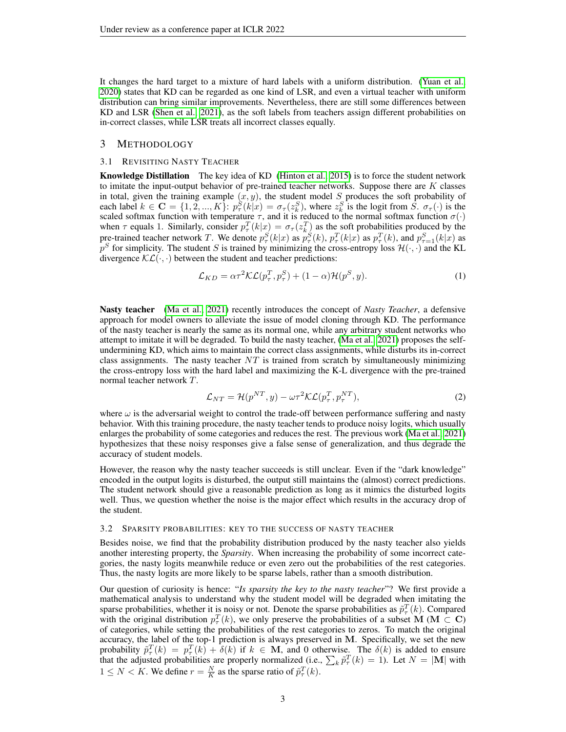It changes the hard target to a mixture of hard labels with a uniform distribution. (Yuan et al. 2020) states that KD can be regarded as one kind of LSR, and even a virtual teacher with uniform distribution can bring similar improvements. Nevertheless, there are still some differences between KD and LSR (Shen et al. 2021), as the soft labels from teachers assign different probabilities on in-correct classes, while LSR treats all incorrect classes equally.

## 3 Methodology

### 3.1 Revisiting Nasty Teacher

**Knowledge Distillation** The key idea of KD (Hinton et al. 2015) is to force the student network to imitate the input-output behavior of pre-trained teacher networks. Suppose there are $K$ classes in total, given the training example $(x, y)$, the student model $S$ produces the soft probability of each label $k \in \mathbf{C} = \{1, 2, ..., K\}$: $p_\tau^S(k|x) = \sigma_\tau(z_k^S)$, where $z_k^S$ is the logit from $S$. $\sigma_\tau(\cdot)$ is the scaled softmax function with temperature $\tau$, and it is reduced to the normal softmax function $\sigma(\cdot)$ when $\tau$ equals 1. Similarly, consider $p_\tau^T(k|x) = \sigma_\tau(z_k^T)$ as the soft probabilities produced by the pre-trained teacher network $T$. We denote $p_\tau^S(k|x)$ as $p_\tau^S(k)$, $p_\tau^T(k|x)$ as $p_\tau^T(k)$, and $p_{\tau=1}^S(k|x)$ as $p^S$ for simplicity. The student $S$ is trained by minimizing the cross-entropy loss $\mathcal{H}(\cdot, \cdot)$ and the KL divergence $\mathcal{KL}(\cdot, \cdot)$ between the student and teacher predictions:

$$\mathcal{L}_{KD} = \alpha\tau^2\mathcal{KL}(p_\tau^T, p_\tau^S) + (1 - \alpha)\mathcal{H}(p^S, y). \tag{1}$$

**Nasty teacher** (Ma et al. 2021) recently introduces the concept of *Nasty Teacher*, a defensive approach for model owners to alleviate the issue of model cloning through KD. The performance of the nasty teacher is nearly the same as its normal one, while any arbitrary student networks who attempt to imitate it will be degraded. To build the nasty teacher, (Ma et al. 2021) proposes the self-undermining KD, which aims to maintain the correct class assignments, while disturbs its in-correct class assignments. The nasty teacher $NT$ is trained from scratch by simultaneously minimizing the cross-entropy loss with the hard label and maximizing the K-L divergence with the pre-trained normal teacher network $T$.

$$\mathcal{L}_{NT} = \mathcal{H}(p^{NT}, y) - \omega\tau^2\mathcal{KL}(p_\tau^T, p_\tau^{NT}), \tag{2}$$

where $\omega$ is the adversarial weight to control the trade-off between performance suffering and nasty behavior. With this training procedure, the nasty teacher tends to produce noisy logits, which usually enlarges the probability of some categories and reduces the rest. The previous work (Ma et al. 2021) hypothesizes that these noisy responses give a false sense of generalization, and thus degrade the accuracy of student models.

However, the reason why the nasty teacher succeeds is still unclear. Even if the "dark knowledge" encoded in the output logits is disturbed, the output still maintains the (almost) correct predictions. The student network should give a reasonable prediction as long as it mimics the disturbed logits well. Thus, we question whether the noise is the major effect which results in the accuracy drop of the student.

### 3.2 Sparsity probabilities: key to the success of nasty teacher

Besides noise, we find that the probability distribution produced by the nasty teacher also yields another interesting property, the *Sparsity*. When increasing the probability of some incorrect categories, the nasty logits meanwhile reduce or even zero out the probabilities of the rest categories. Thus, the nasty logits are more likely to be sparse labels, rather than a smooth distribution.

Our question of curiosity is hence: "*Is sparsity the key to the nasty teacher*"? We first provide a mathematical analysis to understand why the student model will be degraded when imitating the sparse probabilities, whether it is noisy or not. Denote the sparse probabilities as $\tilde{p}_\tau^T(k)$. Compared with the original distribution $p_\tau^T(k)$, we only preserve the probabilities of a subset $\mathbf{M}$ ($\mathbf{M} \subset \mathbf{C}$) of categories, while setting the probabilities of the rest categories to zeros. To match the original accuracy, the label of the top-1 prediction is always preserved in $\mathbf{M}$. Specifically, we set the new probability $\tilde{p}_\tau^T(k) = p_\tau^T(k) + \delta(k)$ if $k \in \mathbf{M}$, and 0 otherwise. The $\delta(k)$ is added to ensure that the adjusted probabilities are properly normalized (i.e., $\sum_k \tilde{p}_\tau^T(k) = 1$). Let $N = |\mathbf{M}|$ with $1 \leq N < K$. We define $r = \frac{N}{K}$ as the sparse ratio of $\tilde{p}_\tau^T(k)$.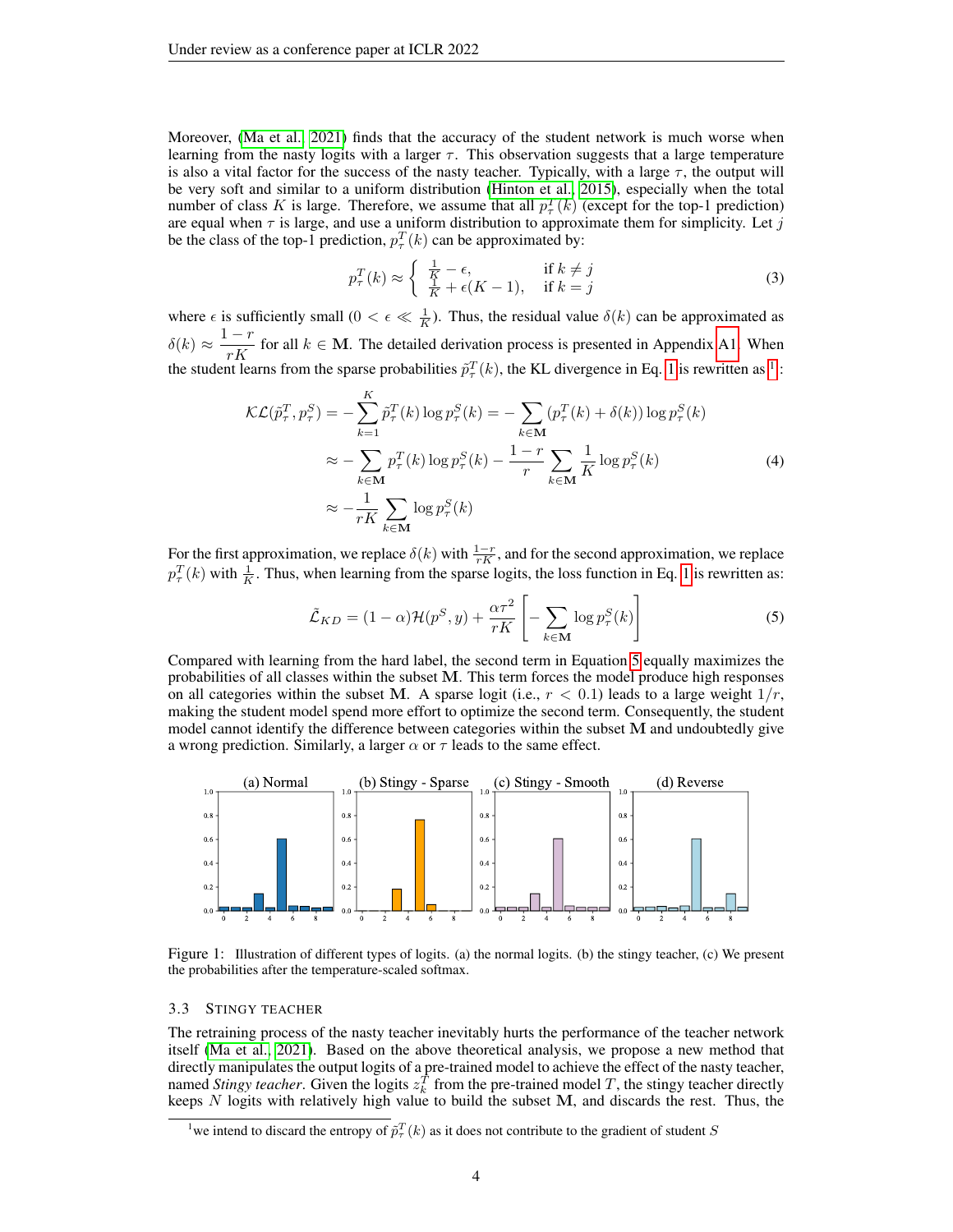Moreover, (Ma et al., 2021) finds that the accuracy of the student network is much worse when learning from the nasty logits with a larger $\tau$. This observation suggests that a large temperature is also a vital factor for the success of the nasty teacher. Typically, with a large $\tau$, the output will be very soft and similar to a uniform distribution (Hinton et al., 2015), especially when the total number of class $K$ is large. Therefore, we assume that all $p_\tau^T(k)$ (except for the top-1 prediction) are equal when $\tau$ is large, and use a uniform distribution to approximate them for simplicity. Let $j$ be the class of the top-1 prediction, $p_\tau^T(k)$ can be approximated by:

$$p_\tau^T(k) \approx \begin{cases} \frac{1}{K} - \epsilon, & \text{if } k \neq j \\ \frac{1}{K} + \epsilon(K-1), & \text{if } k = j \end{cases} \tag{3}$$

where $\epsilon$ is sufficiently small ($0 < \epsilon \ll \frac{1}{K}$). Thus, the residual value $\delta(k)$ can be approximated as $\delta(k) \approx \dfrac{1-r}{rK}$ for all $k \in \mathbf{M}$. The detailed derivation process is presented in Appendix A1. When the student learns from the sparse probabilities $\tilde{p}_\tau^T(k)$, the KL divergence in Eq. 1 is rewritten as[1]:

$$\begin{aligned} \mathcal{KL}(\tilde{p}_\tau^T, p_\tau^S) &= -\sum_{k=1}^{K} \tilde{p}_\tau^T(k) \log p_\tau^S(k) = -\sum_{k \in \mathbf{M}} (p_\tau^T(k) + \delta(k)) \log p_\tau^S(k) \\ &\approx -\sum_{k \in \mathbf{M}} p_\tau^T(k) \log p_\tau^S(k) - \frac{1-r}{r} \sum_{k \in \mathbf{M}} \frac{1}{K} \log p_\tau^S(k) \\ &\approx -\frac{1}{rK} \sum_{k \in \mathbf{M}} \log p_\tau^S(k) \end{aligned} \tag{4}$$

For the first approximation, we replace $\delta(k)$ with $\frac{1-r}{rK}$, and for the second approximation, we replace $p_\tau^T(k)$ with $\frac{1}{K}$. Thus, when learning from the sparse logits, the loss function in Eq. 1 is rewritten as:

$$\tilde{\mathcal{L}}_{KD} = (1-\alpha)\mathcal{H}(p^S, y) + \frac{\alpha\tau^2}{rK}\left[-\sum_{k \in \mathbf{M}} \log p_\tau^S(k)\right] \tag{5}$$

Compared with learning from the hard label, the second term in Equation 5 equally maximizes the probabilities of all classes within the subset $\mathbf{M}$. This term forces the model produce high responses on all categories within the subset $\mathbf{M}$. A sparse logit (i.e., $r < 0.1$) leads to a large weight $1/r$, making the student model spend more effort to optimize the second term. Consequently, the student model cannot identify the difference between categories within the subset $\mathbf{M}$ and undoubtedly give a wrong prediction. Similarly, a larger $\alpha$ or $\tau$ leads to the same effect.

Figure 1: Illustration of different types of logits. (a) the normal logits. (b) the stingy teacher, (c) We present the probabilities after the temperature-scaled softmax.

### 3.3 Stingy Teacher

The retraining process of the nasty teacher inevitably hurts the performance of the teacher network itself (Ma et al., 2021). Based on the above theoretical analysis, we propose a new method that directly manipulates the output logits of a pre-trained model to achieve the effect of the nasty teacher, named *Stingy teacher*. Given the logits $z_k^T$ from the pre-trained model $T$, the stingy teacher directly keeps $N$ logits with relatively high value to build the subset $\mathbf{M}$, and discards the rest. Thus, the

[1] we intend to discard the entropy of $\tilde{p}_\tau^T(k)$ as it does not contribute to the gradient of student $S$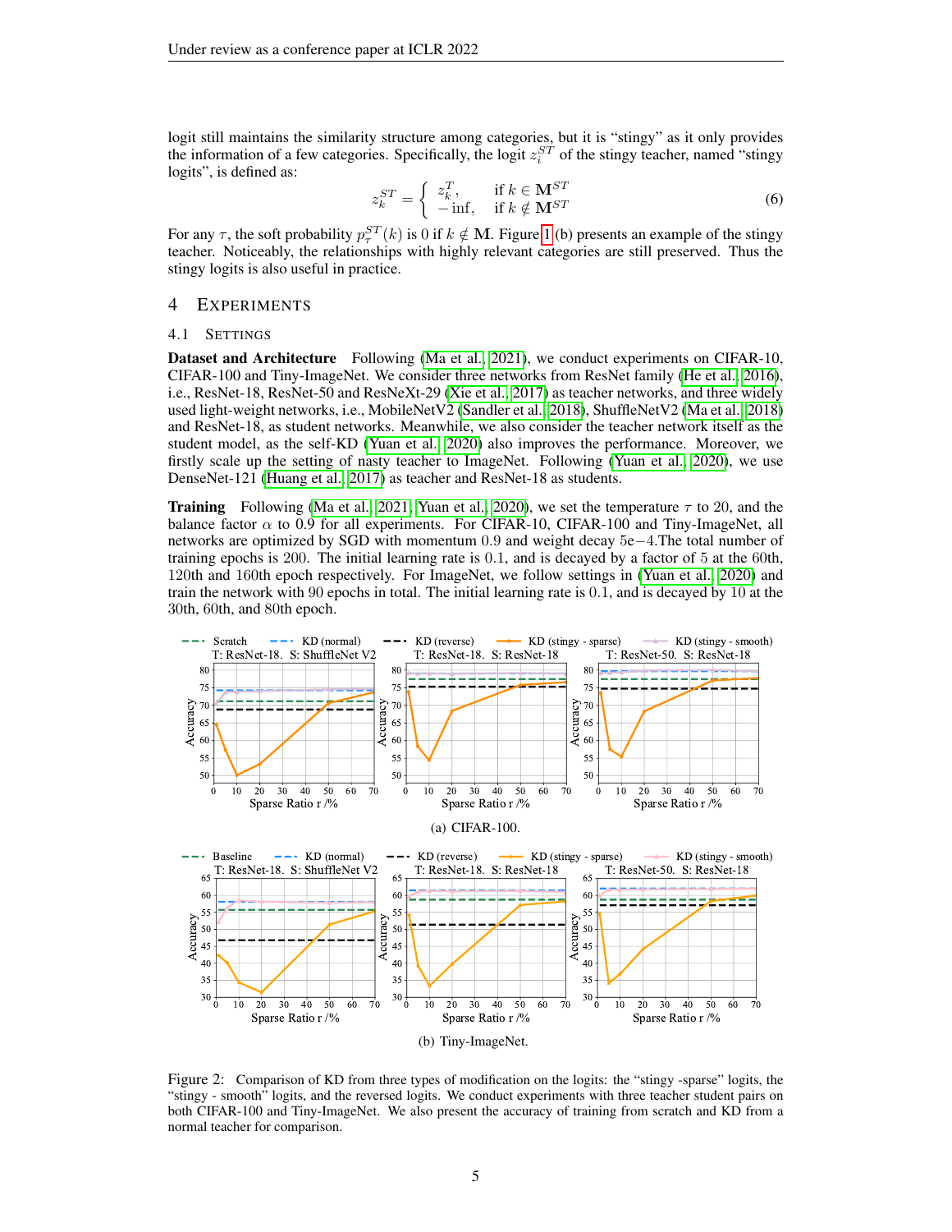logit still maintains the similarity structure among categories, but it is "stingy" as it only provides the information of a few categories. Specifically, the logit $z_i^{ST}$ of the stingy teacher, named "stingy logits", is defined as:

$$
z_k^{ST} = \begin{cases} z_k^T, & \text{if } k \in \mathbf{M}^{ST} \\ -\inf, & \text{if } k \notin \mathbf{M}^{ST} \end{cases} \tag{6}
$$

For any $\tau$, the soft probability $p_\tau^{ST}(k)$ is 0 if $k \notin \mathbf{M}$. Figure 1 (b) presents an example of the stingy teacher. Noticeably, the relationships with highly relevant categories are still preserved. Thus the stingy logits is also useful in practice.

## 4 Experiments

### 4.1 Settings

**Dataset and Architecture** Following (Ma et al., 2021), we conduct experiments on CIFAR-10, CIFAR-100 and Tiny-ImageNet. We consider three networks from ResNet family (He et al., 2016), i.e., ResNet-18, ResNet-50 and ResNeXt-29 (Xie et al., 2017) as teacher networks, and three widely used light-weight networks, i.e., MobileNetV2 (Sandler et al., 2018), ShuffleNetV2 (Ma et al., 2018) and ResNet-18, as student networks. Meanwhile, we also consider the teacher network itself as the student model, as the self-KD (Yuan et al., 2020) also improves the performance. Moreover, we firstly scale up the setting of nasty teacher to ImageNet. Following (Yuan et al., 2020), we use DenseNet-121 (Huang et al., 2017) as teacher and ResNet-18 as students.

**Training** Following (Ma et al., 2021; Yuan et al., 2020), we set the temperature $\tau$ to 20, and the balance factor $\alpha$ to 0.9 for all experiments. For CIFAR-10, CIFAR-100 and Tiny-ImageNet, all networks are optimized by SGD with momentum 0.9 and weight decay 5e$-$4.The total number of training epochs is 200. The initial learning rate is 0.1, and is decayed by a factor of 5 at the 60th, 120th and 160th epoch respectively. For ImageNet, we follow settings in (Yuan et al., 2020) and train the network with 90 epochs in total. The initial learning rate is 0.1, and is decayed by 10 at the 30th, 60th, and 80th epoch.

(a) CIFAR-100.

(b) Tiny-ImageNet.

Figure 2: Comparison of KD from three types of modification on the logits: the "stingy -sparse" logits, the "stingy - smooth" logits, and the reversed logits. We conduct experiments with three teacher student pairs on both CIFAR-100 and Tiny-ImageNet. We also present the accuracy of training from scratch and KD from a normal teacher for comparison.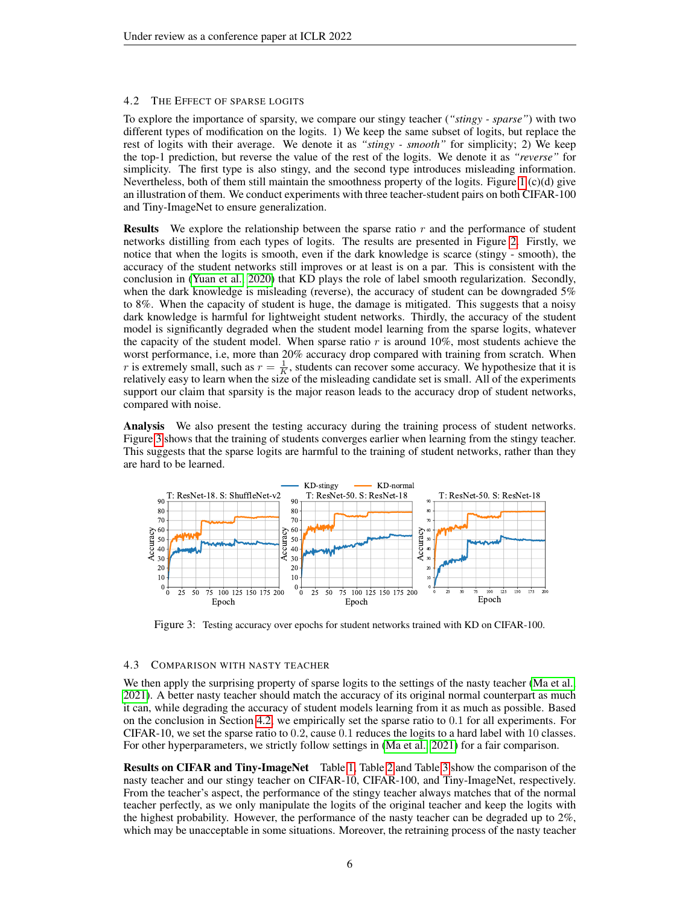### 4.2 The Effect of Sparse Logits

To explore the importance of sparsity, we compare our stingy teacher (*"stingy - sparse"*) with two different types of modification on the logits. 1) We keep the same subset of logits, but replace the rest of logits with their average. We denote it as *"stingy - smooth"* for simplicity; 2) We keep the top-1 prediction, but reverse the value of the rest of the logits. We denote it as *"reverse"* for simplicity. The first type is also stingy, and the second type introduces misleading information. Nevertheless, both of them still maintain the smoothness property of the logits. Figure 1 (c)(d) give an illustration of them. We conduct experiments with three teacher-student pairs on both CIFAR-100 and Tiny-ImageNet to ensure generalization.

**Results** We explore the relationship between the sparse ratio $r$ and the performance of student networks distilling from each types of logits. The results are presented in Figure 2. Firstly, we notice that when the logits is smooth, even if the dark knowledge is scarce (stingy - smooth), the accuracy of the student networks still improves or at least is on a par. This is consistent with the conclusion in (Yuan et al., 2020) that KD plays the role of label smooth regularization. Secondly, when the dark knowledge is misleading (reverse), the accuracy of student can be downgraded 5% to 8%. When the capacity of student is huge, the damage is mitigated. This suggests that a noisy dark knowledge is harmful for lightweight student networks. Thirdly, the accuracy of the student model is significantly degraded when the student model learning from the sparse logits, whatever the capacity of the student model. When sparse ratio $r$ is around 10%, most students achieve the worst performance, i.e, more than 20% accuracy drop compared with training from scratch. When $r$ is extremely small, such as $r = \frac{1}{K}$, students can recover some accuracy. We hypothesize that it is relatively easy to learn when the size of the misleading candidate set is small. All of the experiments support our claim that sparsity is the major reason leads to the accuracy drop of student networks, compared with noise.

**Analysis** We also present the testing accuracy during the training process of student networks. Figure 3 shows that the training of students converges earlier when learning from the stingy teacher. This suggests that the sparse logits are harmful to the training of student networks, rather than they are hard to be learned.

Figure 3: Testing accuracy over epochs for student networks trained with KD on CIFAR-100.

### 4.3 Comparison with Nasty Teacher

We then apply the surprising property of sparse logits to the settings of the nasty teacher (Ma et al., 2021). A better nasty teacher should match the accuracy of its original normal counterpart as much it can, while degrading the accuracy of student models learning from it as much as possible. Based on the conclusion in Section 4.2, we empirically set the sparse ratio to 0.1 for all experiments. For CIFAR-10, we set the sparse ratio to 0.2, cause 0.1 reduces the logits to a hard label with 10 classes. For other hyperparameters, we strictly follow settings in (Ma et al., 2021) for a fair comparison.

**Results on CIFAR and Tiny-ImageNet** Table 1, Table 2 and Table 3 show the comparison of the nasty teacher and our stingy teacher on CIFAR-10, CIFAR-100, and Tiny-ImageNet, respectively. From the teacher's aspect, the performance of the stingy teacher always matches that of the normal teacher perfectly, as we only manipulate the logits of the original teacher and keep the logits with the highest probability. However, the performance of the nasty teacher can be degraded up to 2%, which may be unacceptable in some situations. Moreover, the retraining process of the nasty teacher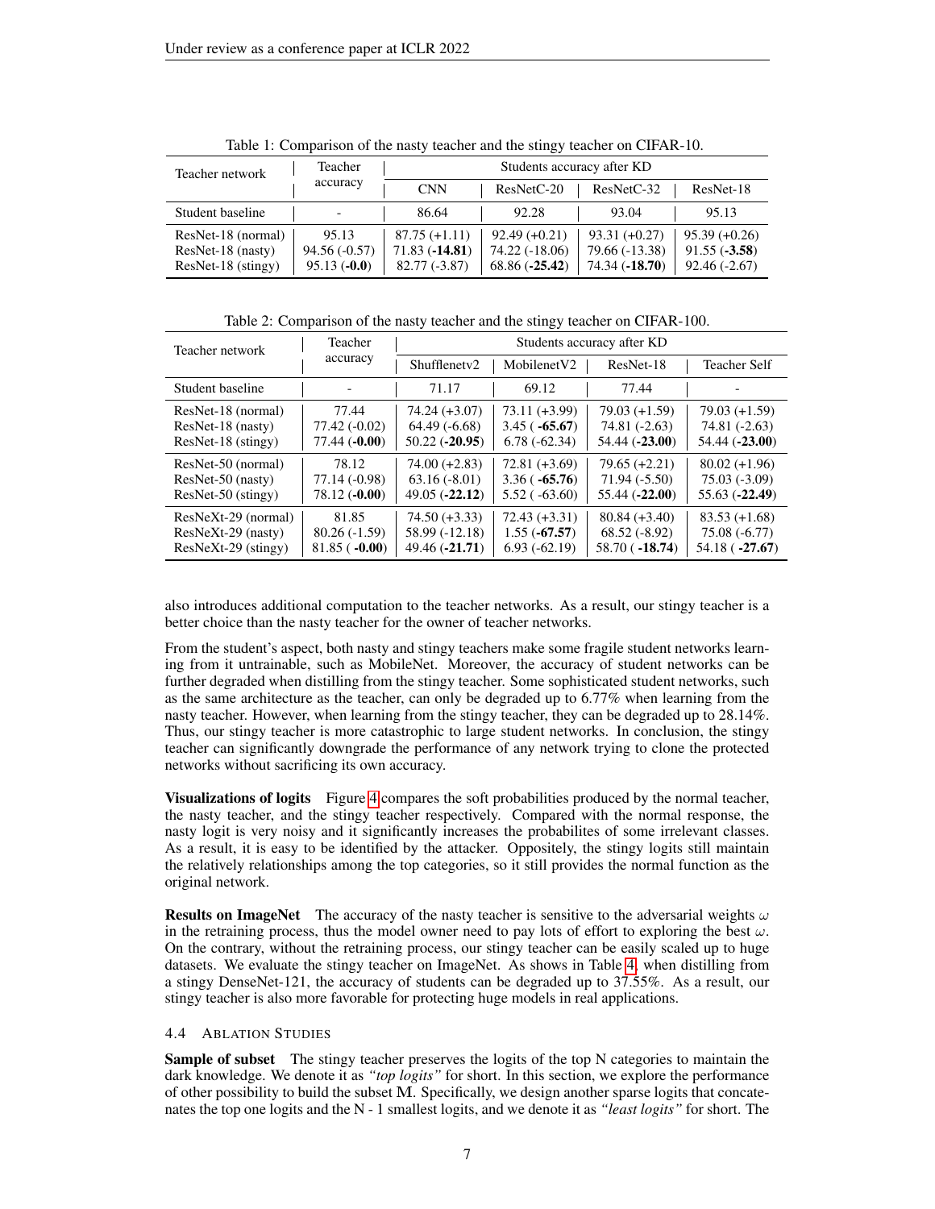Table 1: Comparison of the nasty teacher and the stingy teacher on CIFAR-10.

| Teacher network | Teacher accuracy | Students accuracy after KD | | | |
|---|---|---|---|---|---|
| | | CNN | ResNetC-20 | ResNetC-32 | ResNet-18 |
| Student baseline | - | 86.64 | 92.28 | 93.04 | 95.13 |
| ResNet-18 (normal) | 95.13 | 87.75 (+1.11) | 92.49 (+0.21) | 93.31 (+0.27) | 95.39 (+0.26) |
| ResNet-18 (nasty) | 94.56 (-0.57) | 71.83 (**-14.81**) | 74.22 (-18.06) | 79.66 (-13.38) | 91.55 (**-3.58**) |
| ResNet-18 (stingy) | 95.13 (**-0.0**) | 82.77 (-3.87) | 68.86 (**-25.42**) | 74.34 (**-18.70**) | 92.46 (-2.67) |

Table 2: Comparison of the nasty teacher and the stingy teacher on CIFAR-100.

| Teacher network | Teacher accuracy | Students accuracy after KD | | | |
|---|---|---|---|---|---|
| | | Shufflenetv2 | MobilenetV2 | ResNet-18 | Teacher Self |
| Student baseline | - | 71.17 | 69.12 | 77.44 | - |
| ResNet-18 (normal) | 77.44 | 74.24 (+3.07) | 73.11 (+3.99) | 79.03 (+1.59) | 79.03 (+1.59) |
| ResNet-18 (nasty) | 77.42 (-0.02) | 64.49 (-6.68) | 3.45 ( **-65.67**) | 74.81 (-2.63) | 74.81 (-2.63) |
| ResNet-18 (stingy) | 77.44 (**-0.00**) | 50.22 (**-20.95**) | 6.78 (-62.34) | 54.44 (**-23.00**) | 54.44 (**-23.00**) |
| ResNet-50 (normal) | 78.12 | 74.00 (+2.83) | 72.81 (+3.69) | 79.65 (+2.21) | 80.02 (+1.96) |
| ResNet-50 (nasty) | 77.14 (-0.98) | 63.16 (-8.01) | 3.36 ( **-65.76**) | 71.94 (-5.50) | 75.03 (-3.09) |
| ResNet-50 (stingy) | 78.12 (**-0.00**) | 49.05 (**-22.12**) | 5.52 ( -63.60) | 55.44 (**-22.00**) | 55.63 (**-22.49**) |
| ResNeXt-29 (normal) | 81.85 | 74.50 (+3.33) | 72.43 (+3.31) | 80.84 (+3.40) | 83.53 (+1.68) |
| ResNeXt-29 (nasty) | 80.26 (-1.59) | 58.99 (-12.18) | 1.55 (**-67.57**) | 68.52 (-8.92) | 75.08 (-6.77) |
| ResNeXt-29 (stingy) | 81.85 ( **-0.00**) | 49.46 (**-21.71**) | 6.93 (-62.19) | 58.70 ( **-18.74**) | 54.18 ( **-27.67**) |

also introduces additional computation to the teacher networks. As a result, our stingy teacher is a better choice than the nasty teacher for the owner of teacher networks.

From the student's aspect, both nasty and stingy teachers make some fragile student networks learning from it untrainable, such as MobileNet. Moreover, the accuracy of student networks can be further degraded when distilling from the stingy teacher. Some sophisticated student networks, such as the same architecture as the teacher, can only be degraded up to 6.77% when learning from the nasty teacher. However, when learning from the stingy teacher, they can be degraded up to 28.14%. Thus, our stingy teacher is more catastrophic to large student networks. In conclusion, the stingy teacher can significantly downgrade the performance of any network trying to clone the protected networks without sacrificing its own accuracy.

**Visualizations of logits** Figure 4 compares the soft probabilities produced by the normal teacher, the nasty teacher, and the stingy teacher respectively. Compared with the normal response, the nasty logit is very noisy and it significantly increases the probabilites of some irrelevant classes. As a result, it is easy to be identified by the attacker. Oppositely, the stingy logits still maintain the relatively relationships among the top categories, so it still provides the normal function as the original network.

**Results on ImageNet** The accuracy of the nasty teacher is sensitive to the adversarial weights $\omega$ in the retraining process, thus the model owner need to pay lots of effort to exploring the best $\omega$. On the contrary, without the retraining process, our stingy teacher can be easily scaled up to huge datasets. We evaluate the stingy teacher on ImageNet. As shows in Table 4, when distilling from a stingy DenseNet-121, the accuracy of students can be degraded up to 37.55%. As a result, our stingy teacher is also more favorable for protecting huge models in real applications.

### 4.4 Ablation Studies

**Sample of subset** The stingy teacher preserves the logits of the top N categories to maintain the dark knowledge. We denote it as *"top logits"* for short. In this section, we explore the performance of other possibility to build the subset $\mathbb{M}$. Specifically, we design another sparse logits that concatenates the top one logits and the N - 1 smallest logits, and we denote it as *"least logits"* for short. The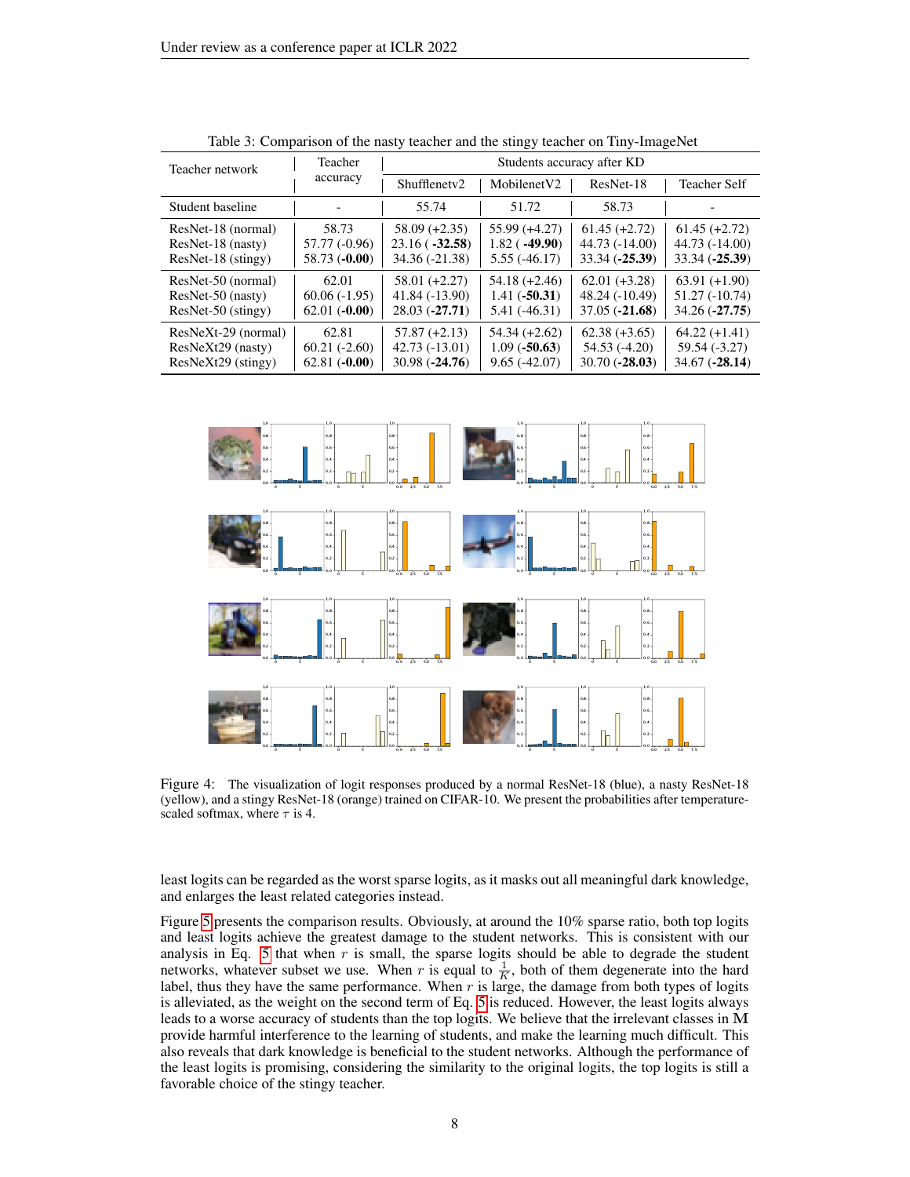Table 3: Comparison of the nasty teacher and the stingy teacher on Tiny-ImageNet

| Teacher network | Teacher accuracy | Students accuracy after KD | | | |
|---|---|---|---|---|---|
| | | Shufflenetv2 | MobilenetV2 | ResNet-18 | Teacher Self |
| Student baseline | - | 55.74 | 51.72 | 58.73 | - |
| ResNet-18 (normal) | 58.73 | 58.09 (+2.35) | 55.99 (+4.27) | 61.45 (+2.72) | 61.45 (+2.72) |
| ResNet-18 (nasty) | 57.77 (-0.96) | 23.16 ( **-32.58**) | 1.82 ( **-49.90**) | 44.73 (-14.00) | 44.73 (-14.00) |
| ResNet-18 (stingy) | 58.73 (**-0.00**) | 34.36 (-21.38) | 5.55 (-46.17) | 33.34 (**-25.39**) | 33.34 (**-25.39**) |
| ResNet-50 (normal) | 62.01 | 58.01 (+2.27) | 54.18 (+2.46) | 62.01 (+3.28) | 63.91 (+1.90) |
| ResNet-50 (nasty) | 60.06 (-1.95) | 41.84 (-13.90) | 1.41 (**-50.31**) | 48.24 (-10.49) | 51.27 (-10.74) |
| ResNet-50 (stingy) | 62.01 (**-0.00**) | 28.03 (**-27.71**) | 5.41 (-46.31) | 37.05 (**-21.68**) | 34.26 (**-27.75**) |
| ResNeXt-29 (normal) | 62.81 | 57.87 (+2.13) | 54.34 (+2.62) | 62.38 (+3.65) | 64.22 (+1.41) |
| ResNeXt29 (nasty) | 60.21 (-2.60) | 42.73 (-13.01) | 1.09 (**-50.63**) | 54.53 (-4.20) | 59.54 (-3.27) |
| ResNeXt29 (stingy) | 62.81 (**-0.00**) | 30.98 (**-24.76**) | 9.65 (-42.07) | 30.70 (**-28.03**) | 34.67 (**-28.14**) |

Figure 4: The visualization of logit responses produced by a normal ResNet-18 (blue), a nasty ResNet-18 (yellow), and a stingy ResNet-18 (orange) trained on CIFAR-10. We present the probabilities after temperature-scaled softmax, where $\tau$ is 4.

least logits can be regarded as the worst sparse logits, as it masks out all meaningful dark knowledge, and enlarges the least related categories instead.

Figure 5 presents the comparison results. Obviously, at around the 10% sparse ratio, both top logits and least logits achieve the greatest damage to the student networks. This is consistent with our analysis in Eq. 5 that when $r$ is small, the sparse logits should be able to degrade the student networks, whatever subset we use. When $r$ is equal to $\frac{1}{K}$, both of them degenerate into the hard label, thus they have the same performance. When $r$ is large, the damage from both types of logits is alleviated, as the weight on the second term of Eq. 5 is reduced. However, the least logits always leads to a worse accuracy of students than the top logits. We believe that the irrelevant classes in $\mathbf{M}$ provide harmful interference to the learning of students, and make the learning much difficult. This also reveals that dark knowledge is beneficial to the student networks. Although the performance of the least logits is promising, considering the similarity to the original logits, the top logits is still a favorable choice of the stingy teacher.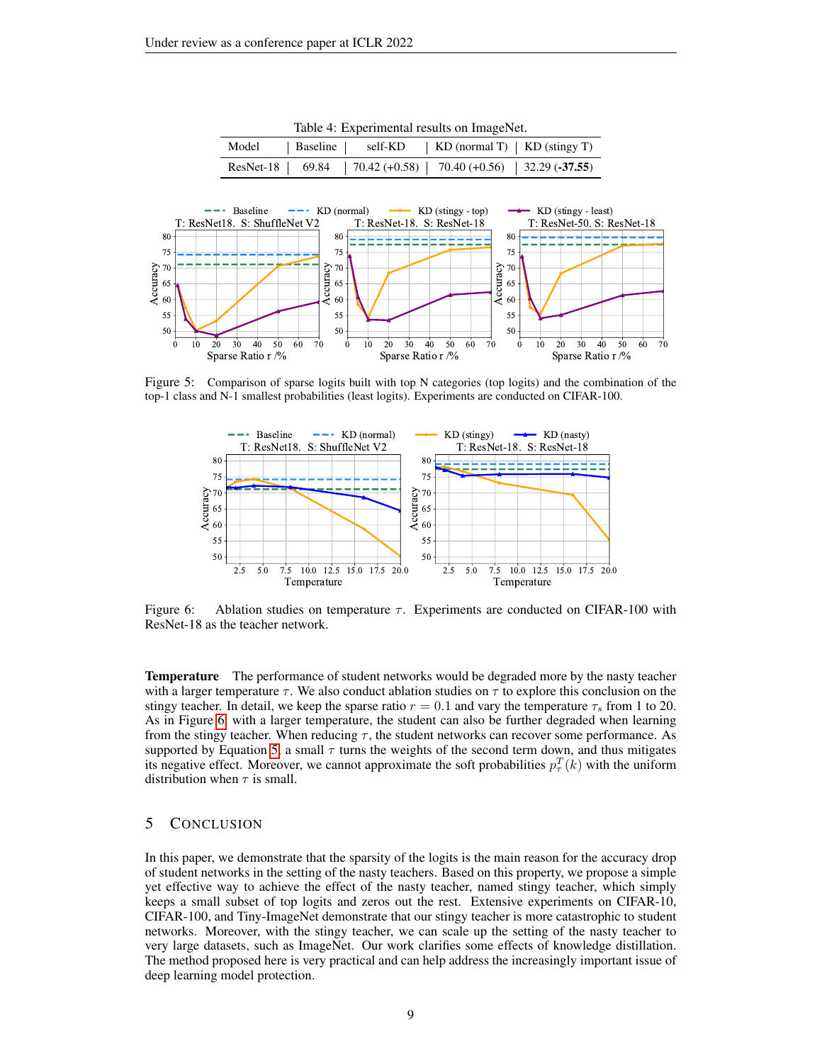Table 4: Experimental results on ImageNet.

| Model | Baseline | self-KD | KD (normal T) | KD (stingy T) |
|---|---|---|---|---|
| ResNet-18 | 69.84 | 70.42 (+0.58) | 70.40 (+0.56) | 32.29 (**-37.55**) |

Figure 5: Comparison of sparse logits built with top N categories (top logits) and the combination of the top-1 class and N-1 smallest probabilities (least logits). Experiments are conducted on CIFAR-100.

Figure 6: Ablation studies on temperature $\tau$. Experiments are conducted on CIFAR-100 with ResNet-18 as the teacher network.

**Temperature** The performance of student networks would be degraded more by the nasty teacher with a larger temperature $\tau$. We also conduct ablation studies on $\tau$ to explore this conclusion on the stingy teacher. In detail, we keep the sparse ratio $r = 0.1$ and vary the temperature $\tau_s$ from 1 to 20. As in Figure 6, with a larger temperature, the student can also be further degraded when learning from the stingy teacher. When reducing $\tau$, the student networks can recover some performance. As supported by Equation 5, a small $\tau$ turns the weights of the second term down, and thus mitigates its negative effect. Moreover, we cannot approximate the soft probabilities $p_\tau^T(k)$ with the uniform distribution when $\tau$ is small.

## 5 Conclusion

In this paper, we demonstrate that the sparsity of the logits is the main reason for the accuracy drop of student networks in the setting of the nasty teachers. Based on this property, we propose a simple yet effective way to achieve the effect of the nasty teacher, named stingy teacher, which simply keeps a small subset of top logits and zeros out the rest. Extensive experiments on CIFAR-10, CIFAR-100, and Tiny-ImageNet demonstrate that our stingy teacher is more catastrophic to student networks. Moreover, with the stingy teacher, we can scale up the setting of the nasty teacher to very large datasets, such as ImageNet. Our work clarifies some effects of knowledge distillation. The method proposed here is very practical and can help address the increasingly important issue of deep learning model protection.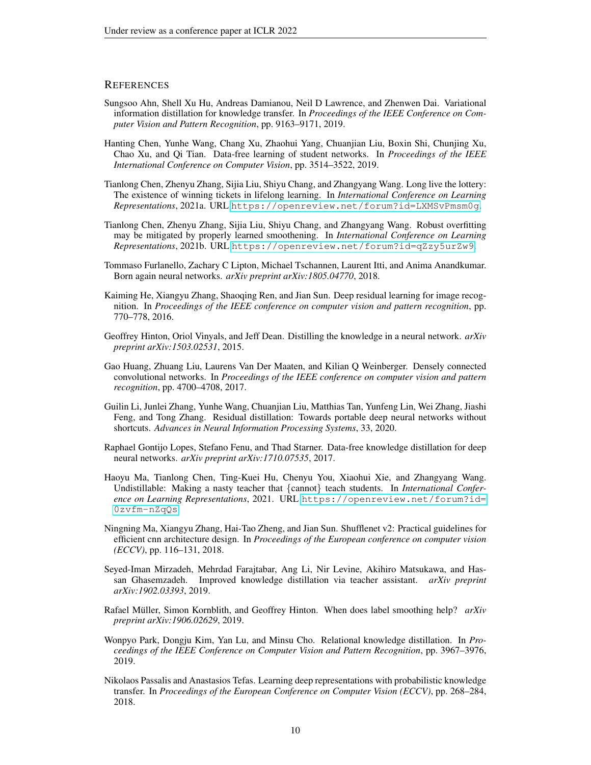## REFERENCES

Sungsoo Ahn, Shell Xu Hu, Andreas Damianou, Neil D Lawrence, and Zhenwen Dai. Variational information distillation for knowledge transfer. In *Proceedings of the IEEE Conference on Computer Vision and Pattern Recognition*, pp. 9163–9171, 2019.

Hanting Chen, Yunhe Wang, Chang Xu, Zhaohui Yang, Chuanjian Liu, Boxin Shi, Chunjing Xu, Chao Xu, and Qi Tian. Data-free learning of student networks. In *Proceedings of the IEEE International Conference on Computer Vision*, pp. 3514–3522, 2019.

Tianlong Chen, Zhenyu Zhang, Sijia Liu, Shiyu Chang, and Zhangyang Wang. Long live the lottery: The existence of winning tickets in lifelong learning. In *International Conference on Learning Representations*, 2021a. URL https://openreview.net/forum?id=LXMSvPmsm0g.

Tianlong Chen, Zhenyu Zhang, Sijia Liu, Shiyu Chang, and Zhangyang Wang. Robust overfitting may be mitigated by properly learned smoothening. In *International Conference on Learning Representations*, 2021b. URL https://openreview.net/forum?id=qZzy5urZw9.

Tommaso Furlanello, Zachary C Lipton, Michael Tschannen, Laurent Itti, and Anima Anandkumar. Born again neural networks. *arXiv preprint arXiv:1805.04770*, 2018.

Kaiming He, Xiangyu Zhang, Shaoqing Ren, and Jian Sun. Deep residual learning for image recognition. In *Proceedings of the IEEE conference on computer vision and pattern recognition*, pp. 770–778, 2016.

Geoffrey Hinton, Oriol Vinyals, and Jeff Dean. Distilling the knowledge in a neural network. *arXiv preprint arXiv:1503.02531*, 2015.

Gao Huang, Zhuang Liu, Laurens Van Der Maaten, and Kilian Q Weinberger. Densely connected convolutional networks. In *Proceedings of the IEEE conference on computer vision and pattern recognition*, pp. 4700–4708, 2017.

Guilin Li, Junlei Zhang, Yunhe Wang, Chuanjian Liu, Matthias Tan, Yunfeng Lin, Wei Zhang, Jiashi Feng, and Tong Zhang. Residual distillation: Towards portable deep neural networks without shortcuts. *Advances in Neural Information Processing Systems*, 33, 2020.

Raphael Gontijo Lopes, Stefano Fenu, and Thad Starner. Data-free knowledge distillation for deep neural networks. *arXiv preprint arXiv:1710.07535*, 2017.

Haoyu Ma, Tianlong Chen, Ting-Kuei Hu, Chenyu You, Xiaohui Xie, and Zhangyang Wang. Undistillable: Making a nasty teacher that {cannot} teach students. In *International Conference on Learning Representations*, 2021. URL https://openreview.net/forum?id=0zvfm-nZqQs.

Ningning Ma, Xiangyu Zhang, Hai-Tao Zheng, and Jian Sun. Shufflenet v2: Practical guidelines for efficient cnn architecture design. In *Proceedings of the European conference on computer vision (ECCV)*, pp. 116–131, 2018.

Seyed-Iman Mirzadeh, Mehrdad Farajtabar, Ang Li, Nir Levine, Akihiro Matsukawa, and Hassan Ghasemzadeh. Improved knowledge distillation via teacher assistant. *arXiv preprint arXiv:1902.03393*, 2019.

Rafael Müller, Simon Kornblith, and Geoffrey Hinton. When does label smoothing help? *arXiv preprint arXiv:1906.02629*, 2019.

Wonpyo Park, Dongju Kim, Yan Lu, and Minsu Cho. Relational knowledge distillation. In *Proceedings of the IEEE Conference on Computer Vision and Pattern Recognition*, pp. 3967–3976, 2019.

Nikolaos Passalis and Anastasios Tefas. Learning deep representations with probabilistic knowledge transfer. In *Proceedings of the European Conference on Computer Vision (ECCV)*, pp. 268–284, 2018.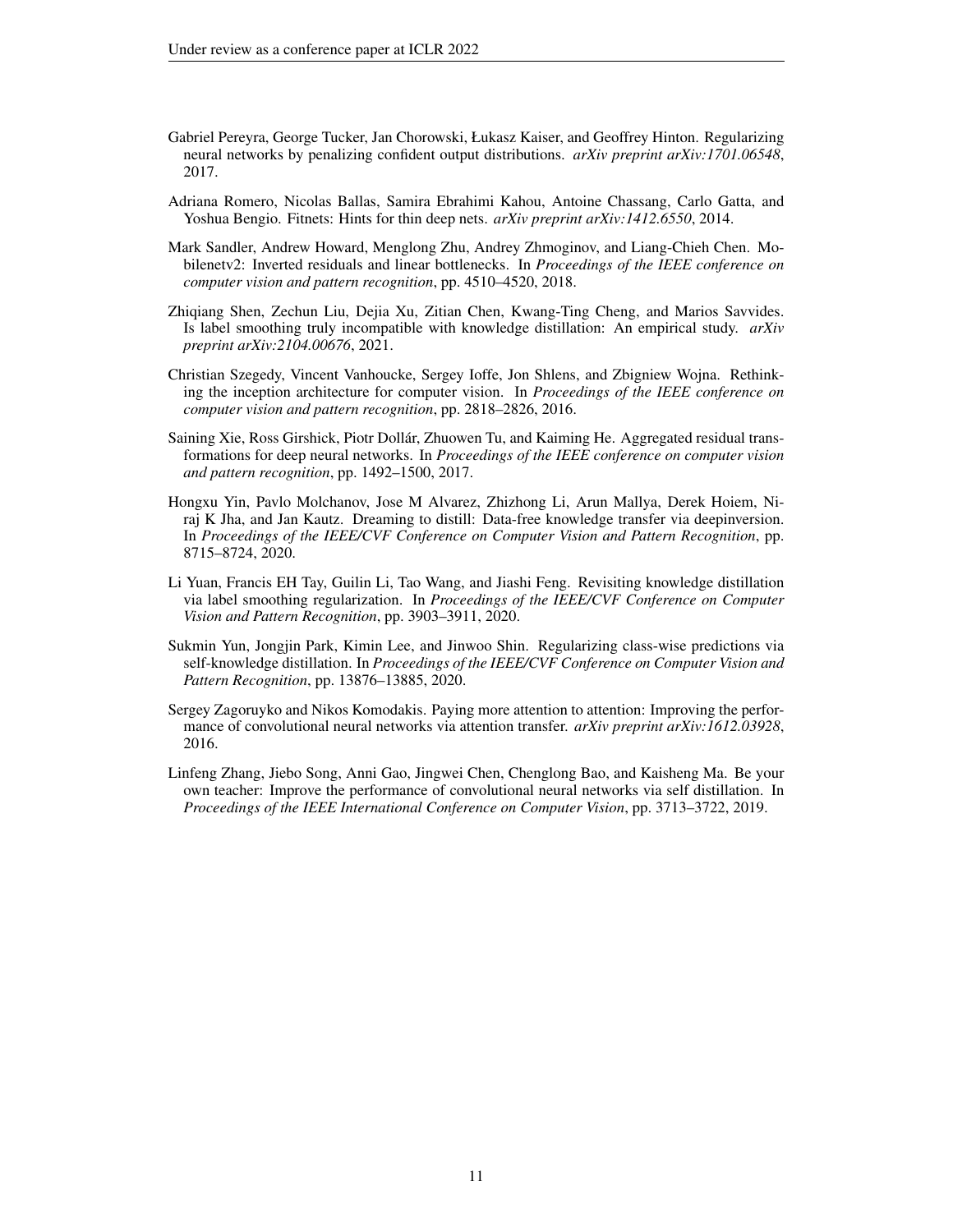Gabriel Pereyra, George Tucker, Jan Chorowski, Łukasz Kaiser, and Geoffrey Hinton. Regularizing neural networks by penalizing confident output distributions. *arXiv preprint arXiv:1701.06548*, 2017.

Adriana Romero, Nicolas Ballas, Samira Ebrahimi Kahou, Antoine Chassang, Carlo Gatta, and Yoshua Bengio. Fitnets: Hints for thin deep nets. *arXiv preprint arXiv:1412.6550*, 2014.

Mark Sandler, Andrew Howard, Menglong Zhu, Andrey Zhmoginov, and Liang-Chieh Chen. Mobilenetv2: Inverted residuals and linear bottlenecks. In *Proceedings of the IEEE conference on computer vision and pattern recognition*, pp. 4510–4520, 2018.

Zhiqiang Shen, Zechun Liu, Dejia Xu, Zitian Chen, Kwang-Ting Cheng, and Marios Savvides. Is label smoothing truly incompatible with knowledge distillation: An empirical study. *arXiv preprint arXiv:2104.00676*, 2021.

Christian Szegedy, Vincent Vanhoucke, Sergey Ioffe, Jon Shlens, and Zbigniew Wojna. Rethinking the inception architecture for computer vision. In *Proceedings of the IEEE conference on computer vision and pattern recognition*, pp. 2818–2826, 2016.

Saining Xie, Ross Girshick, Piotr Dollár, Zhuowen Tu, and Kaiming He. Aggregated residual transformations for deep neural networks. In *Proceedings of the IEEE conference on computer vision and pattern recognition*, pp. 1492–1500, 2017.

Hongxu Yin, Pavlo Molchanov, Jose M Alvarez, Zhizhong Li, Arun Mallya, Derek Hoiem, Niraj K Jha, and Jan Kautz. Dreaming to distill: Data-free knowledge transfer via deepinversion. In *Proceedings of the IEEE/CVF Conference on Computer Vision and Pattern Recognition*, pp. 8715–8724, 2020.

Li Yuan, Francis EH Tay, Guilin Li, Tao Wang, and Jiashi Feng. Revisiting knowledge distillation via label smoothing regularization. In *Proceedings of the IEEE/CVF Conference on Computer Vision and Pattern Recognition*, pp. 3903–3911, 2020.

Sukmin Yun, Jongjin Park, Kimin Lee, and Jinwoo Shin. Regularizing class-wise predictions via self-knowledge distillation. In *Proceedings of the IEEE/CVF Conference on Computer Vision and Pattern Recognition*, pp. 13876–13885, 2020.

Sergey Zagoruyko and Nikos Komodakis. Paying more attention to attention: Improving the performance of convolutional neural networks via attention transfer. *arXiv preprint arXiv:1612.03928*, 2016.

Linfeng Zhang, Jiebo Song, Anni Gao, Jingwei Chen, Chenglong Bao, and Kaisheng Ma. Be your own teacher: Improve the performance of convolutional neural networks via self distillation. In *Proceedings of the IEEE International Conference on Computer Vision*, pp. 3713–3722, 2019.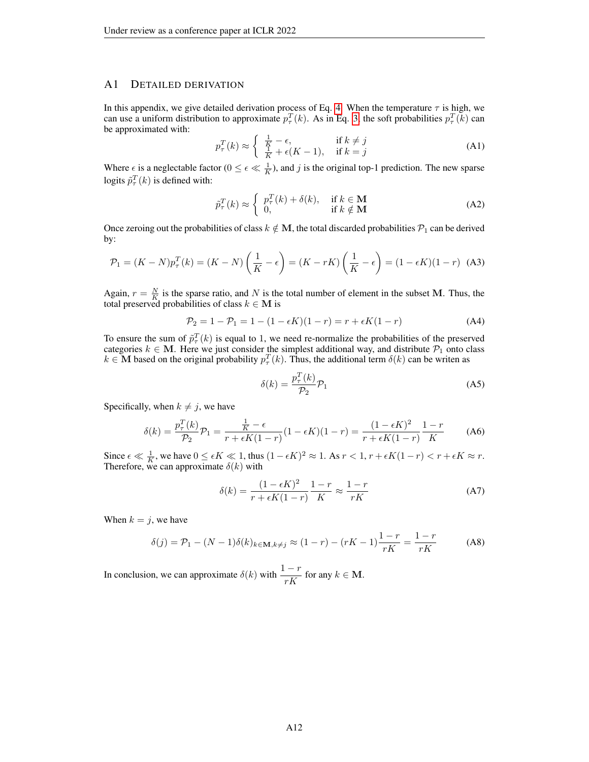## A1 Detailed Derivation

In this appendix, we give detailed derivation process of Eq. 4. When the temperature $\tau$ is high, we can use a uniform distribution to approximate $p_\tau^T(k)$. As in Eq. 3, the soft probabilities $p_\tau^T(k)$ can be approximated with:

$$p_\tau^T(k) \approx \begin{cases} \frac{1}{K} - \epsilon, & \text{if } k \neq j \\ \frac{1}{K} + \epsilon(K-1), & \text{if } k = j \end{cases} \tag{A1}$$

Where $\epsilon$ is a neglectable factor ($0 \leq \epsilon \ll \frac{1}{K}$), and $j$ is the original top-1 prediction. The new sparse logits $\tilde{p}_\tau^T(k)$ is defined with:

$$\tilde{p}_\tau^T(k) \approx \begin{cases} p_\tau^T(k) + \delta(k), & \text{if } k \in \mathbf{M} \\ 0, & \text{if } k \notin \mathbf{M} \end{cases} \tag{A2}$$

Once zeroing out the probabilities of class $k \notin \mathbf{M}$, the total discarded probabilities $\mathcal{P}_1$ can be derived by:

$$\mathcal{P}_1 = (K-N)p_\tau^T(k) = (K-N)\left(\frac{1}{K} - \epsilon\right) = (K - rK)\left(\frac{1}{K} - \epsilon\right) = (1-\epsilon K)(1-r) \tag{A3}$$

Again, $r = \frac{N}{K}$ is the sparse ratio, and $N$ is the total number of element in the subset $\mathbf{M}$. Thus, the total preserved probabilities of class $k \in \mathbf{M}$ is

$$\mathcal{P}_2 = 1 - \mathcal{P}_1 = 1 - (1-\epsilon K)(1-r) = r + \epsilon K(1-r) \tag{A4}$$

To ensure the sum of $\tilde{p}_\tau^T(k)$ is equal to 1, we need re-normalize the probabilities of the preserved categories $k \in \mathbf{M}$. Here we just consider the simplest additional way, and distribute $\mathcal{P}_1$ onto class $k \in \mathbf{M}$ based on the original probability $p_\tau^T(k)$. Thus, the additional term $\delta(k)$ can be writen as

$$\delta(k) = \frac{p_\tau^T(k)}{\mathcal{P}_2}\mathcal{P}_1 \tag{A5}$$

Specifically, when $k \neq j$, we have

$$\delta(k) = \frac{p_\tau^T(k)}{\mathcal{P}_2}\mathcal{P}_1 = \frac{\frac{1}{K} - \epsilon}{r + \epsilon K(1-r)}(1-\epsilon K)(1-r) = \frac{(1-\epsilon K)^2}{r + \epsilon K(1-r)}\frac{1-r}{K} \tag{A6}$$

Since $\epsilon \ll \frac{1}{K}$, we have $0 \leq \epsilon K \ll 1$, thus $(1-\epsilon K)^2 \approx 1$. As $r < 1$, $r + \epsilon K(1-r) < r + \epsilon K \approx r$. Therefore, we can approximate $\delta(k)$ with

$$\delta(k) = \frac{(1-\epsilon K)^2}{r + \epsilon K(1-r)}\frac{1-r}{K} \approx \frac{1-r}{rK} \tag{A7}$$

When $k = j$, we have

$$\delta(j) = \mathcal{P}_1 - (N-1)\delta(k)_{k\in\mathbf{M}, k\neq j} \approx (1-r) - (rK-1)\frac{1-r}{rK} = \frac{1-r}{rK} \tag{A8}$$

In conclusion, we can approximate $\delta(k)$ with $\dfrac{1-r}{rK}$ for any $k \in \mathbf{M}$.